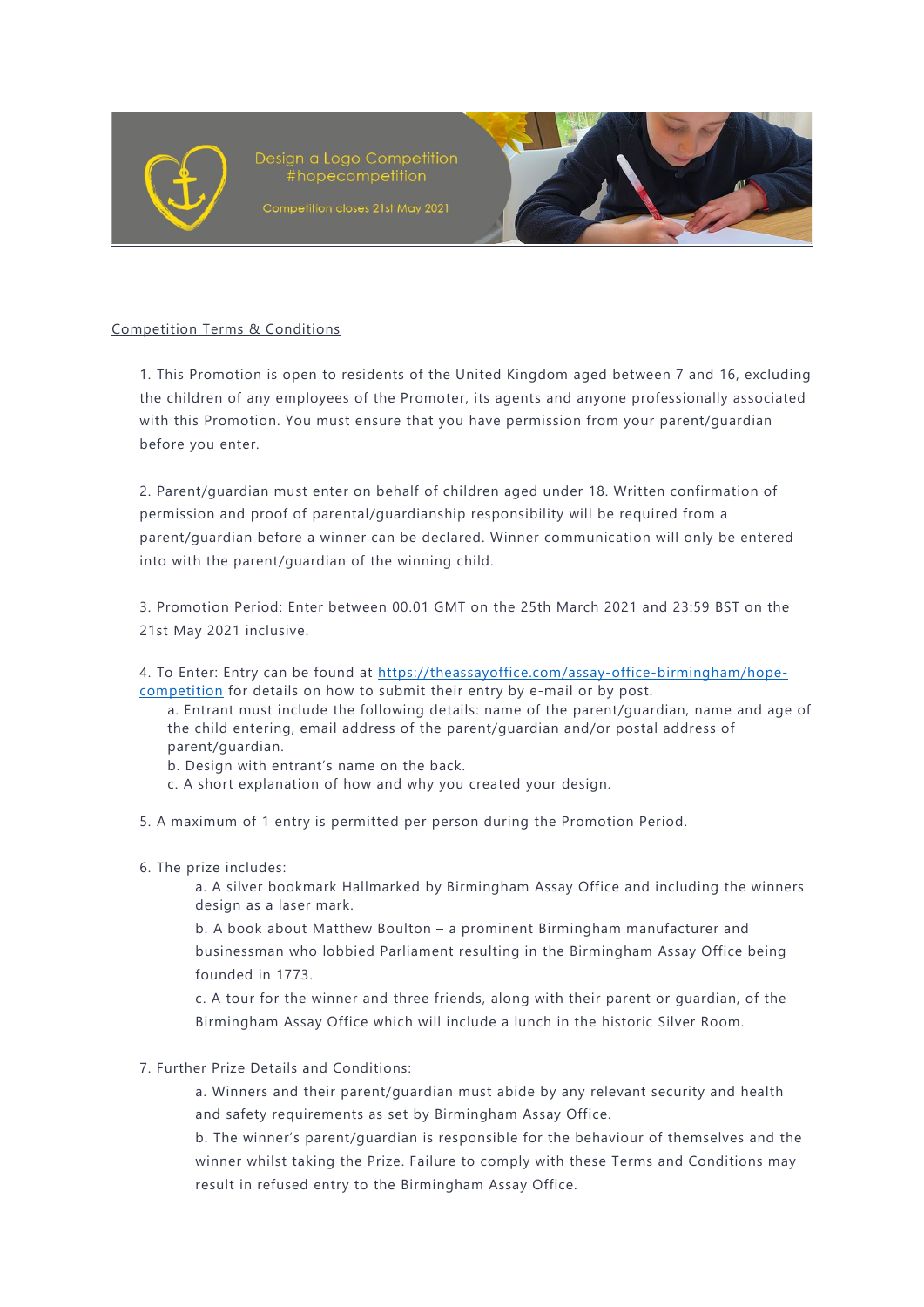Design a Logo Competition
#hopecompetition

Competition closes 21st May 2021

Competition Terms & Conditions

1. This Promotion is open to residents of the United Kingdom aged between 7 and 16, excluding the children of any employees of the Promoter, its agents and anyone professionally associated with this Promotion. You must ensure that you have permission from your parent/guardian before you enter.

2. Parent/guardian must enter on behalf of children aged under 18. Written confirmation of permission and proof of parental/guardianship responsibility will be required from a parent/guardian before a winner can be declared. Winner communication will only be entered into with the parent/guardian of the winning child.

3. Promotion Period: Enter between 00.01 GMT on the 25th March 2021 and 23:59 BST on the 21st May 2021 inclusive.

4. To Enter: Entry can be found at [https://theassayoffice.com/assay-office-birmingham/hope-competition](https://theassayoffice.com/assay-office-birmingham/hope-competition) for details on how to submit their entry by e-mail or by post.
   a. Entrant must include the following details: name of the parent/guardian, name and age of the child entering, email address of the parent/guardian and/or postal address of parent/guardian.
   b. Design with entrant's name on the back.
   c. A short explanation of how and why you created your design.

5. A maximum of 1 entry is permitted per person during the Promotion Period.

6. The prize includes:
   a. A silver bookmark Hallmarked by Birmingham Assay Office and including the winners design as a laser mark.
   b. A book about Matthew Boulton – a prominent Birmingham manufacturer and businessman who lobbied Parliament resulting in the Birmingham Assay Office being founded in 1773.
   c. A tour for the winner and three friends, along with their parent or guardian, of the Birmingham Assay Office which will include a lunch in the historic Silver Room.

7. Further Prize Details and Conditions:
   a. Winners and their parent/guardian must abide by any relevant security and health and safety requirements as set by Birmingham Assay Office.
   b. The winner's parent/guardian is responsible for the behaviour of themselves and the winner whilst taking the Prize. Failure to comply with these Terms and Conditions may result in refused entry to the Birmingham Assay Office.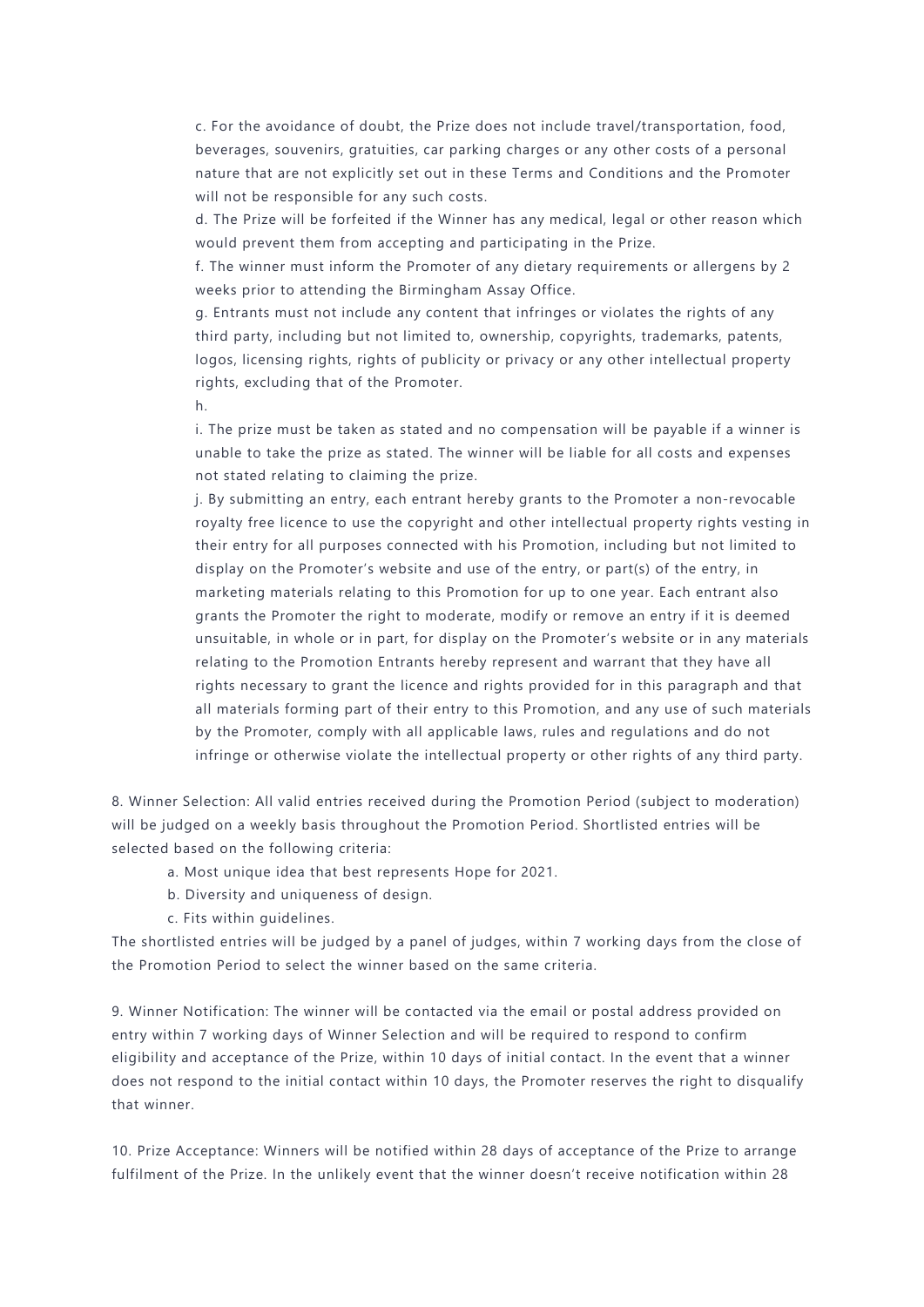c. For the avoidance of doubt, the Prize does not include travel/transportation, food, beverages, souvenirs, gratuities, car parking charges or any other costs of a personal nature that are not explicitly set out in these Terms and Conditions and the Promoter will not be responsible for any such costs.

d. The Prize will be forfeited if the Winner has any medical, legal or other reason which would prevent them from accepting and participating in the Prize.

f. The winner must inform the Promoter of any dietary requirements or allergens by 2 weeks prior to attending the Birmingham Assay Office.

g. Entrants must not include any content that infringes or violates the rights of any third party, including but not limited to, ownership, copyrights, trademarks, patents, logos, licensing rights, rights of publicity or privacy or any other intellectual property rights, excluding that of the Promoter.

h.

i. The prize must be taken as stated and no compensation will be payable if a winner is unable to take the prize as stated. The winner will be liable for all costs and expenses not stated relating to claiming the prize.

j. By submitting an entry, each entrant hereby grants to the Promoter a non-revocable royalty free licence to use the copyright and other intellectual property rights vesting in their entry for all purposes connected with his Promotion, including but not limited to display on the Promoter's website and use of the entry, or part(s) of the entry, in marketing materials relating to this Promotion for up to one year. Each entrant also grants the Promoter the right to moderate, modify or remove an entry if it is deemed unsuitable, in whole or in part, for display on the Promoter's website or in any materials relating to the Promotion Entrants hereby represent and warrant that they have all rights necessary to grant the licence and rights provided for in this paragraph and that all materials forming part of their entry to this Promotion, and any use of such materials by the Promoter, comply with all applicable laws, rules and regulations and do not infringe or otherwise violate the intellectual property or other rights of any third party.

8. Winner Selection: All valid entries received during the Promotion Period (subject to moderation) will be judged on a weekly basis throughout the Promotion Period. Shortlisted entries will be selected based on the following criteria:

a. Most unique idea that best represents Hope for 2021.

b. Diversity and uniqueness of design.

c. Fits within guidelines.

The shortlisted entries will be judged by a panel of judges, within 7 working days from the close of the Promotion Period to select the winner based on the same criteria.

9. Winner Notification: The winner will be contacted via the email or postal address provided on entry within 7 working days of Winner Selection and will be required to respond to confirm eligibility and acceptance of the Prize, within 10 days of initial contact. In the event that a winner does not respond to the initial contact within 10 days, the Promoter reserves the right to disqualify that winner.

10. Prize Acceptance: Winners will be notified within 28 days of acceptance of the Prize to arrange fulfilment of the Prize. In the unlikely event that the winner doesn't receive notification within 28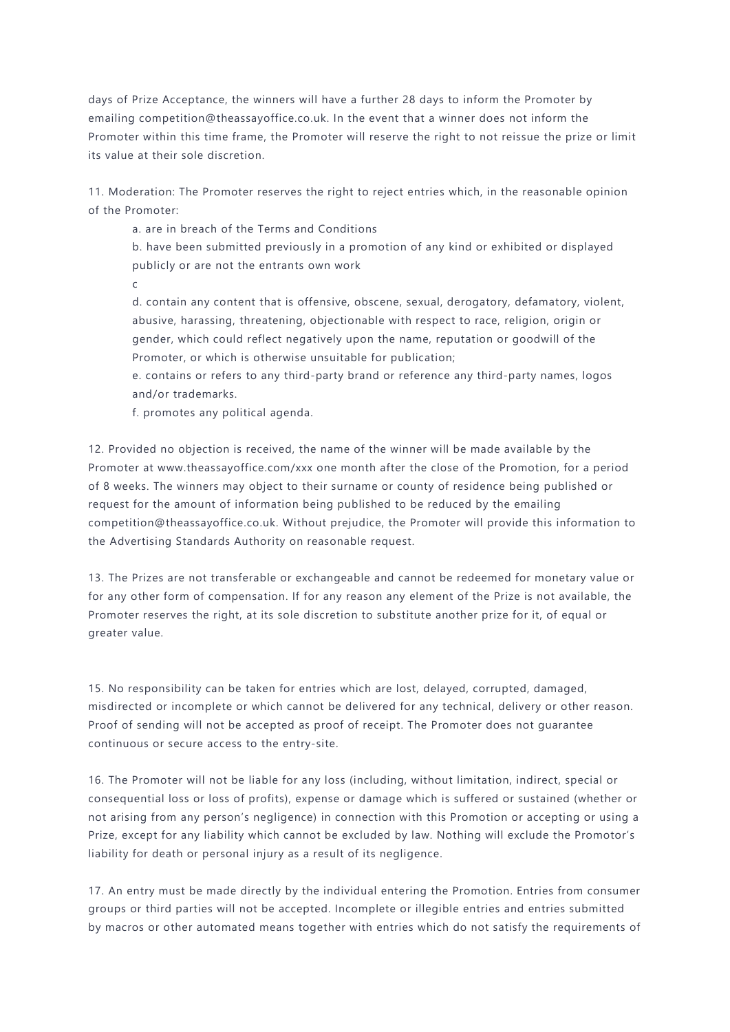days of Prize Acceptance, the winners will have a further 28 days to inform the Promoter by emailing competition@theassayoffice.co.uk. In the event that a winner does not inform the Promoter within this time frame, the Promoter will reserve the right to not reissue the prize or limit its value at their sole discretion.

11. Moderation: The Promoter reserves the right to reject entries which, in the reasonable opinion of the Promoter:

   a. are in breach of the Terms and Conditions
   b. have been submitted previously in a promotion of any kind or exhibited or displayed publicly or are not the entrants own work
   c
   d. contain any content that is offensive, obscene, sexual, derogatory, defamatory, violent, abusive, harassing, threatening, objectionable with respect to race, religion, origin or gender, which could reflect negatively upon the name, reputation or goodwill of the Promoter, or which is otherwise unsuitable for publication;
   e. contains or refers to any third-party brand or reference any third-party names, logos and/or trademarks.
   f. promotes any political agenda.

12. Provided no objection is received, the name of the winner will be made available by the Promoter at www.theassayoffice.com/xxx one month after the close of the Promotion, for a period of 8 weeks. The winners may object to their surname or county of residence being published or request for the amount of information being published to be reduced by the emailing competition@theassayoffice.co.uk. Without prejudice, the Promoter will provide this information to the Advertising Standards Authority on reasonable request.

13. The Prizes are not transferable or exchangeable and cannot be redeemed for monetary value or for any other form of compensation. If for any reason any element of the Prize is not available, the Promoter reserves the right, at its sole discretion to substitute another prize for it, of equal or greater value.

15. No responsibility can be taken for entries which are lost, delayed, corrupted, damaged, misdirected or incomplete or which cannot be delivered for any technical, delivery or other reason. Proof of sending will not be accepted as proof of receipt. The Promoter does not guarantee continuous or secure access to the entry-site.

16. The Promoter will not be liable for any loss (including, without limitation, indirect, special or consequential loss or loss of profits), expense or damage which is suffered or sustained (whether or not arising from any person's negligence) in connection with this Promotion or accepting or using a Prize, except for any liability which cannot be excluded by law. Nothing will exclude the Promotor's liability for death or personal injury as a result of its negligence.

17. An entry must be made directly by the individual entering the Promotion. Entries from consumer groups or third parties will not be accepted. Incomplete or illegible entries and entries submitted by macros or other automated means together with entries which do not satisfy the requirements of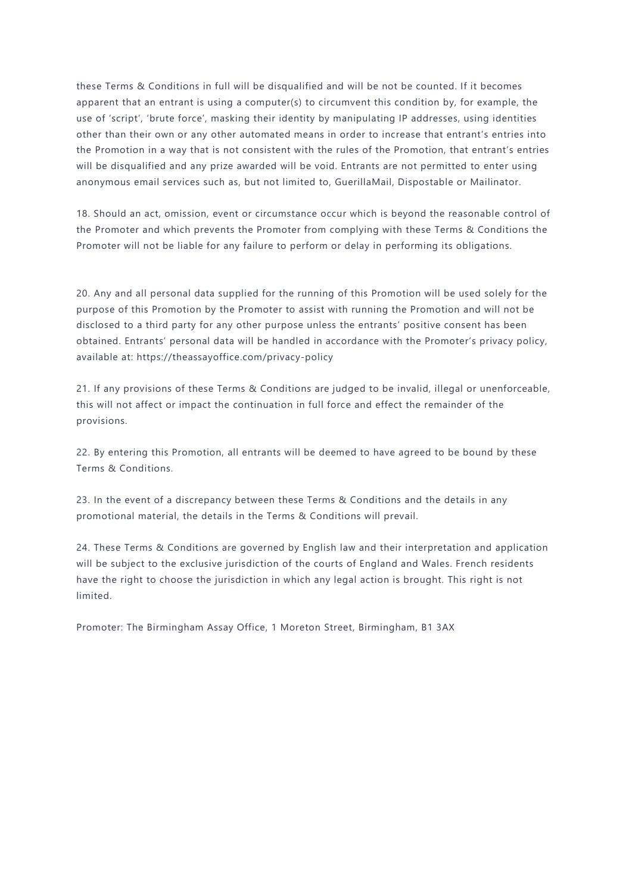these Terms & Conditions in full will be disqualified and will be not be counted. If it becomes apparent that an entrant is using a computer(s) to circumvent this condition by, for example, the use of 'script', 'brute force', masking their identity by manipulating IP addresses, using identities other than their own or any other automated means in order to increase that entrant's entries into the Promotion in a way that is not consistent with the rules of the Promotion, that entrant's entries will be disqualified and any prize awarded will be void. Entrants are not permitted to enter using anonymous email services such as, but not limited to, GuerillaMail, Dispostable or Mailinator.

18. Should an act, omission, event or circumstance occur which is beyond the reasonable control of the Promoter and which prevents the Promoter from complying with these Terms & Conditions the Promoter will not be liable for any failure to perform or delay in performing its obligations.

20. Any and all personal data supplied for the running of this Promotion will be used solely for the purpose of this Promotion by the Promoter to assist with running the Promotion and will not be disclosed to a third party for any other purpose unless the entrants' positive consent has been obtained. Entrants' personal data will be handled in accordance with the Promoter's privacy policy, available at: https://theassayoffice.com/privacy-policy

21. If any provisions of these Terms & Conditions are judged to be invalid, illegal or unenforceable, this will not affect or impact the continuation in full force and effect the remainder of the provisions.

22. By entering this Promotion, all entrants will be deemed to have agreed to be bound by these Terms & Conditions.

23. In the event of a discrepancy between these Terms & Conditions and the details in any promotional material, the details in the Terms & Conditions will prevail.

24. These Terms & Conditions are governed by English law and their interpretation and application will be subject to the exclusive jurisdiction of the courts of England and Wales. French residents have the right to choose the jurisdiction in which any legal action is brought. This right is not limited.

Promoter: The Birmingham Assay Office, 1 Moreton Street, Birmingham, B1 3AX